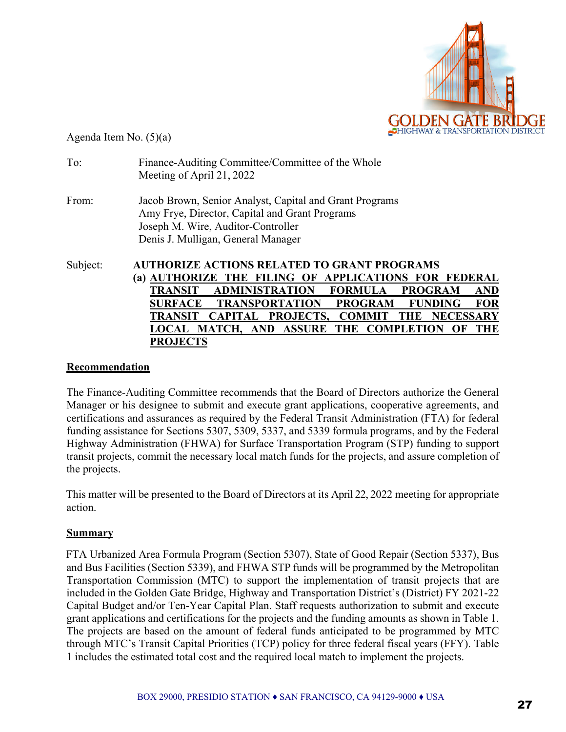Agenda Item No. (5)(a)

To: Finance-Auditing Committee/Committee of the Whole
Meeting of April 21, 2022

From: Jacob Brown, Senior Analyst, Capital and Grant Programs
Amy Frye, Director, Capital and Grant Programs
Joseph M. Wire, Auditor-Controller
Denis J. Mulligan, General Manager

Subject: **AUTHORIZE ACTIONS RELATED TO GRANT PROGRAMS**
**(a) AUTHORIZE THE FILING OF APPLICATIONS FOR FEDERAL TRANSIT ADMINISTRATION FORMULA PROGRAM AND SURFACE TRANSPORTATION PROGRAM FUNDING FOR TRANSIT CAPITAL PROJECTS, COMMIT THE NECESSARY LOCAL MATCH, AND ASSURE THE COMPLETION OF THE PROJECTS**

## Recommendation

The Finance-Auditing Committee recommends that the Board of Directors authorize the General Manager or his designee to submit and execute grant applications, cooperative agreements, and certifications and assurances as required by the Federal Transit Administration (FTA) for federal funding assistance for Sections 5307, 5309, 5337, and 5339 formula programs, and by the Federal Highway Administration (FHWA) for Surface Transportation Program (STP) funding to support transit projects, commit the necessary local match funds for the projects, and assure completion of the projects.

This matter will be presented to the Board of Directors at its April 22, 2022 meeting for appropriate action.

## Summary

FTA Urbanized Area Formula Program (Section 5307), State of Good Repair (Section 5337), Bus and Bus Facilities (Section 5339), and FHWA STP funds will be programmed by the Metropolitan Transportation Commission (MTC) to support the implementation of transit projects that are included in the Golden Gate Bridge, Highway and Transportation District's (District) FY 2021-22 Capital Budget and/or Ten-Year Capital Plan. Staff requests authorization to submit and execute grant applications and certifications for the projects and the funding amounts as shown in Table 1. The projects are based on the amount of federal funds anticipated to be programmed by MTC through MTC's Transit Capital Priorities (TCP) policy for three federal fiscal years (FFY). Table 1 includes the estimated total cost and the required local match to implement the projects.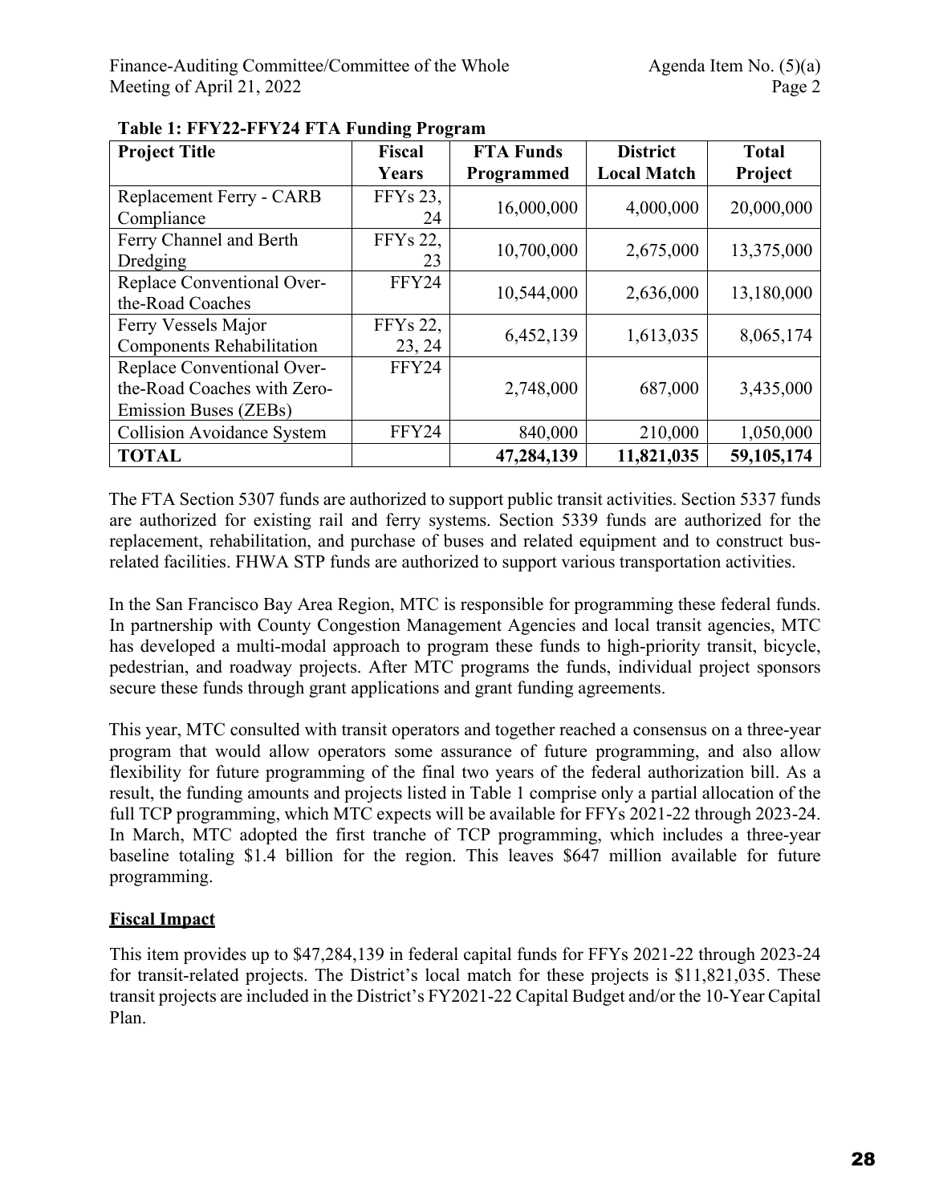**Table 1: FFY22-FFY24 FTA Funding Program**

| Project Title | Fiscal Years | FTA Funds Programmed | District Local Match | Total Project |
|---|---|---|---|---|
| Replacement Ferry - CARB Compliance | FFYs 23, 24 | 16,000,000 | 4,000,000 | 20,000,000 |
| Ferry Channel and Berth Dredging | FFYs 22, 23 | 10,700,000 | 2,675,000 | 13,375,000 |
| Replace Conventional Over-the-Road Coaches | FFY24 | 10,544,000 | 2,636,000 | 13,180,000 |
| Ferry Vessels Major Components Rehabilitation | FFYs 22, 23, 24 | 6,452,139 | 1,613,035 | 8,065,174 |
| Replace Conventional Over-the-Road Coaches with Zero-Emission Buses (ZEBs) | FFY24 | 2,748,000 | 687,000 | 3,435,000 |
| Collision Avoidance System | FFY24 | 840,000 | 210,000 | 1,050,000 |
| **TOTAL** | | **47,284,139** | **11,821,035** | **59,105,174** |

The FTA Section 5307 funds are authorized to support public transit activities. Section 5337 funds are authorized for existing rail and ferry systems. Section 5339 funds are authorized for the replacement, rehabilitation, and purchase of buses and related equipment and to construct bus-related facilities. FHWA STP funds are authorized to support various transportation activities.

In the San Francisco Bay Area Region, MTC is responsible for programming these federal funds. In partnership with County Congestion Management Agencies and local transit agencies, MTC has developed a multi-modal approach to program these funds to high-priority transit, bicycle, pedestrian, and roadway projects. After MTC programs the funds, individual project sponsors secure these funds through grant applications and grant funding agreements.

This year, MTC consulted with transit operators and together reached a consensus on a three-year program that would allow operators some assurance of future programming, and also allow flexibility for future programming of the final two years of the federal authorization bill. As a result, the funding amounts and projects listed in Table 1 comprise only a partial allocation of the full TCP programming, which MTC expects will be available for FFYs 2021-22 through 2023-24. In March, MTC adopted the first tranche of TCP programming, which includes a three-year baseline totaling $1.4 billion for the region. This leaves $647 million available for future programming.

**<u>Fiscal Impact</u>**

This item provides up to $47,284,139 in federal capital funds for FFYs 2021-22 through 2023-24 for transit-related projects. The District's local match for these projects is $11,821,035. These transit projects are included in the District's FY2021-22 Capital Budget and/or the 10-Year Capital Plan.